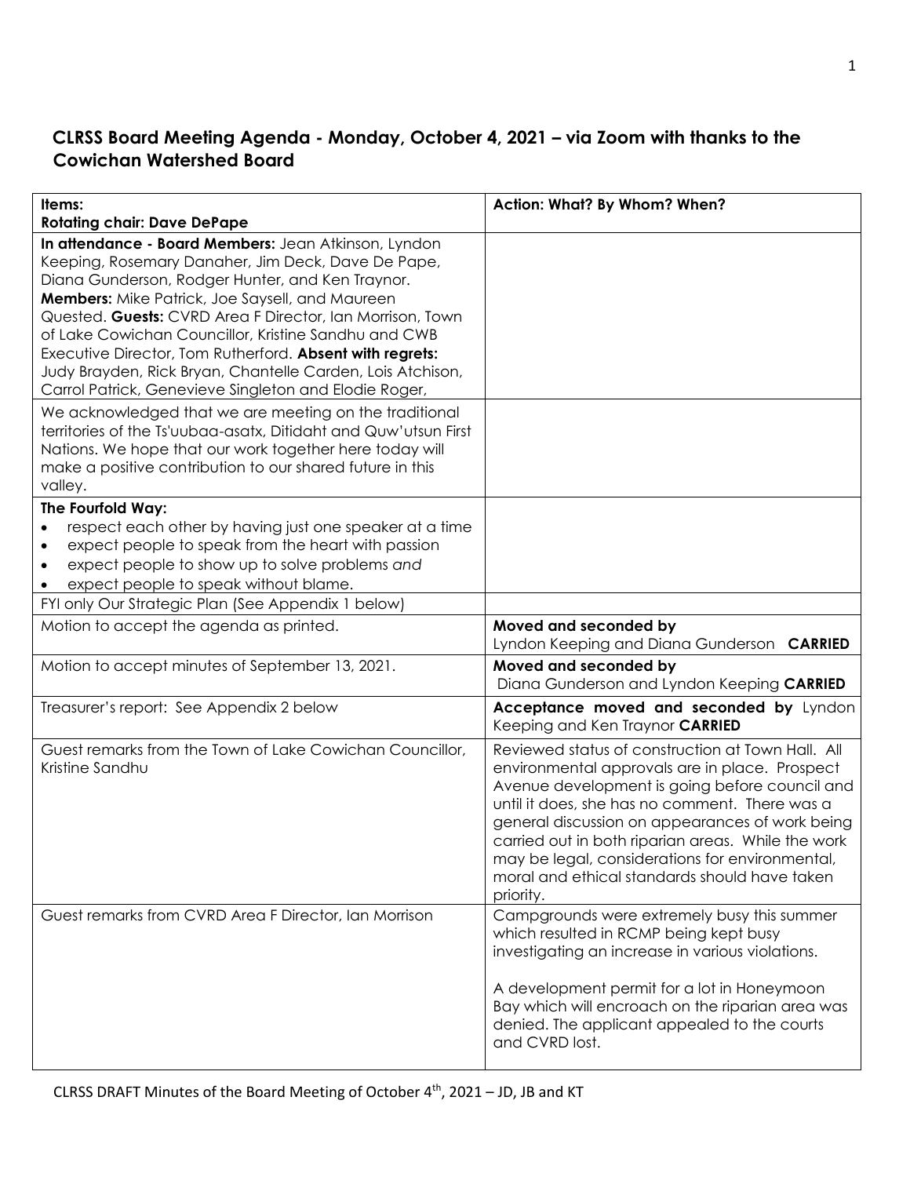## CLRSS Board Meeting Agenda - Monday, October 4, 2021 – via Zoom with thanks to the Cowichan Watershed Board

| **Items:** **Rotating chair: Dave DePape** | **Action: What? By Whom? When?** |
|---|---|
| **In attendance - Board Members:** Jean Atkinson, Lyndon Keeping, Rosemary Danaher, Jim Deck, Dave De Pape, Diana Gunderson, Rodger Hunter, and Ken Traynor. **Members:** Mike Patrick, Joe Saysell, and Maureen Quested. **Guests:** CVRD Area F Director, Ian Morrison, Town of Lake Cowichan Councillor, Kristine Sandhu and CWB Executive Director, Tom Rutherford. **Absent with regrets:** Judy Brayden, Rick Bryan, Chantelle Carden, Lois Atchison, Carrol Patrick, Genevieve Singleton and Elodie Roger, | |
| We acknowledged that we are meeting on the traditional territories of the Ts'uubaa-asatx, Ditidaht and Quw'utsun First Nations. We hope that our work together here today will make a positive contribution to our shared future in this valley. | |
| **The Fourfold Way:** <br>• respect each other by having just one speaker at a time <br>• expect people to speak from the heart with passion <br>• expect people to show up to solve problems *and* <br>• expect people to speak without blame. | |
| FYI only Our Strategic Plan (See Appendix 1 below) | |
| Motion to accept the agenda as printed. | **Moved and seconded by** Lyndon Keeping and Diana Gunderson **CARRIED** |
| Motion to accept minutes of September 13, 2021. | **Moved and seconded by** Diana Gunderson and Lyndon Keeping **CARRIED** |
| Treasurer's report: See Appendix 2 below | **Acceptance moved and seconded by** Lyndon Keeping and Ken Traynor **CARRIED** |
| Guest remarks from the Town of Lake Cowichan Councillor, Kristine Sandhu | Reviewed status of construction at Town Hall. All environmental approvals are in place. Prospect Avenue development is going before council and until it does, she has no comment. There was a general discussion on appearances of work being carried out in both riparian areas. While the work may be legal, considerations for environmental, moral and ethical standards should have taken priority. |
| Guest remarks from CVRD Area F Director, Ian Morrison | Campgrounds were extremely busy this summer which resulted in RCMP being kept busy investigating an increase in various violations. <br><br>A development permit for a lot in Honeymoon Bay which will encroach on the riparian area was denied. The applicant appealed to the courts and CVRD lost. |

CLRSS DRAFT Minutes of the Board Meeting of October 4th, 2021 – JD, JB and KT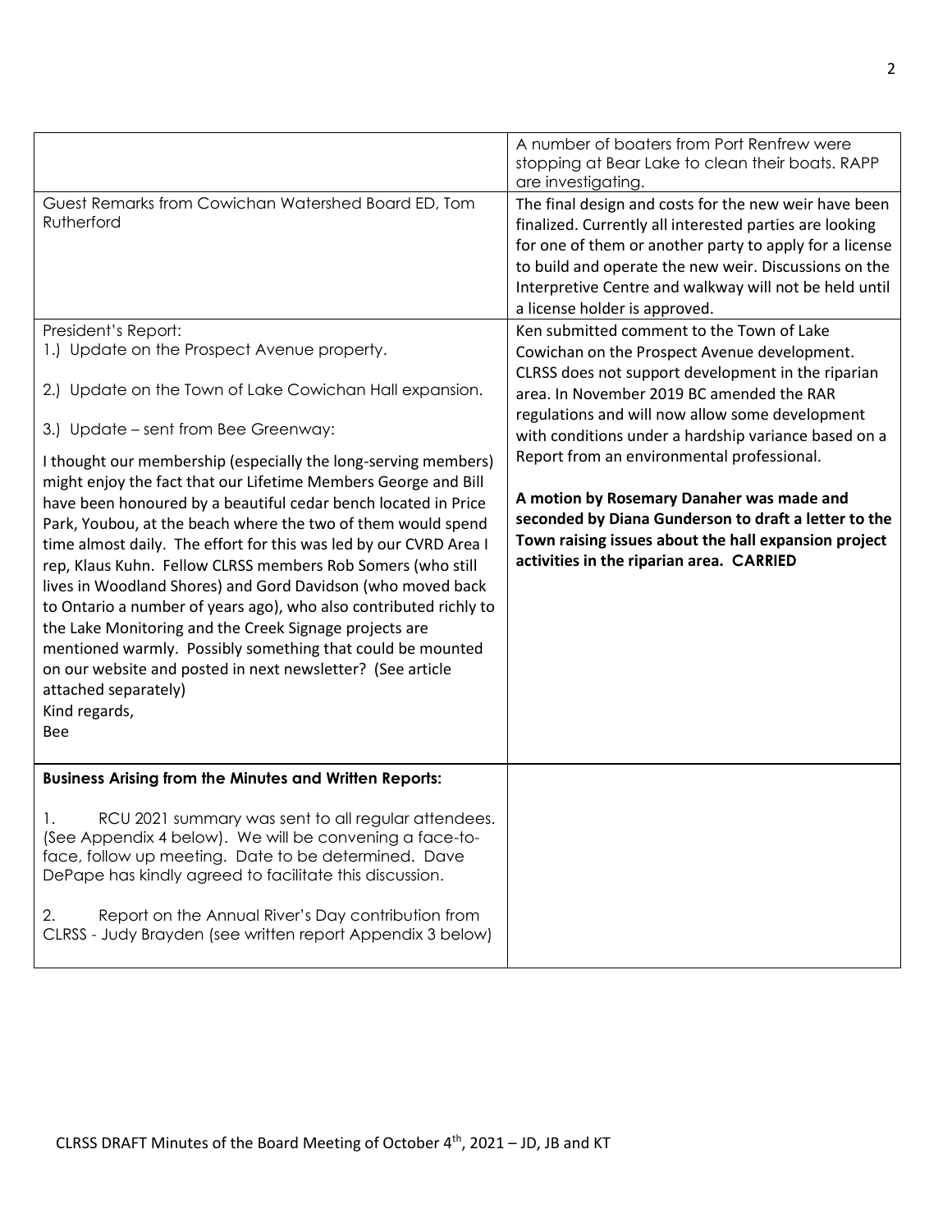| | |
|---|---|
| | A number of boaters from Port Renfrew were stopping at Bear Lake to clean their boats. RAPP are investigating. |
| Guest Remarks from Cowichan Watershed Board ED, Tom Rutherford | The final design and costs for the new weir have been finalized. Currently all interested parties are looking for one of them or another party to apply for a license to build and operate the new weir. Discussions on the Interpretive Centre and walkway will not be held until a license holder is approved. |
| President's Report:<br>1.) Update on the Prospect Avenue property.<br><br>2.) Update on the Town of Lake Cowichan Hall expansion.<br><br>3.) Update – sent from Bee Greenway:<br><br>I thought our membership (especially the long-serving members) might enjoy the fact that our Lifetime Members George and Bill have been honoured by a beautiful cedar bench located in Price Park, Youbou, at the beach where the two of them would spend time almost daily. The effort for this was led by our CVRD Area I rep, Klaus Kuhn. Fellow CLRSS members Rob Somers (who still lives in Woodland Shores) and Gord Davidson (who moved back to Ontario a number of years ago), who also contributed richly to the Lake Monitoring and the Creek Signage projects are mentioned warmly. Possibly something that could be mounted on our website and posted in next newsletter? (See article attached separately)<br>Kind regards,<br>Bee | Ken submitted comment to the Town of Lake Cowichan on the Prospect Avenue development. CLRSS does not support development in the riparian area. In November 2019 BC amended the RAR regulations and will now allow some development with conditions under a hardship variance based on a Report from an environmental professional.<br><br>**A motion by Rosemary Danaher was made and seconded by Diana Gunderson to draft a letter to the Town raising issues about the hall expansion project activities in the riparian area. CARRIED** |
| **Business Arising from the Minutes and Written Reports:**<br><br>1. RCU 2021 summary was sent to all regular attendees. (See Appendix 4 below). We will be convening a face-to-face, follow up meeting. Date to be determined. Dave DePape has kindly agreed to facilitate this discussion.<br><br>2. Report on the Annual River's Day contribution from CLRSS - Judy Brayden (see written report Appendix 3 below) | |

CLRSS DRAFT Minutes of the Board Meeting of October 4th, 2021 – JD, JB and KT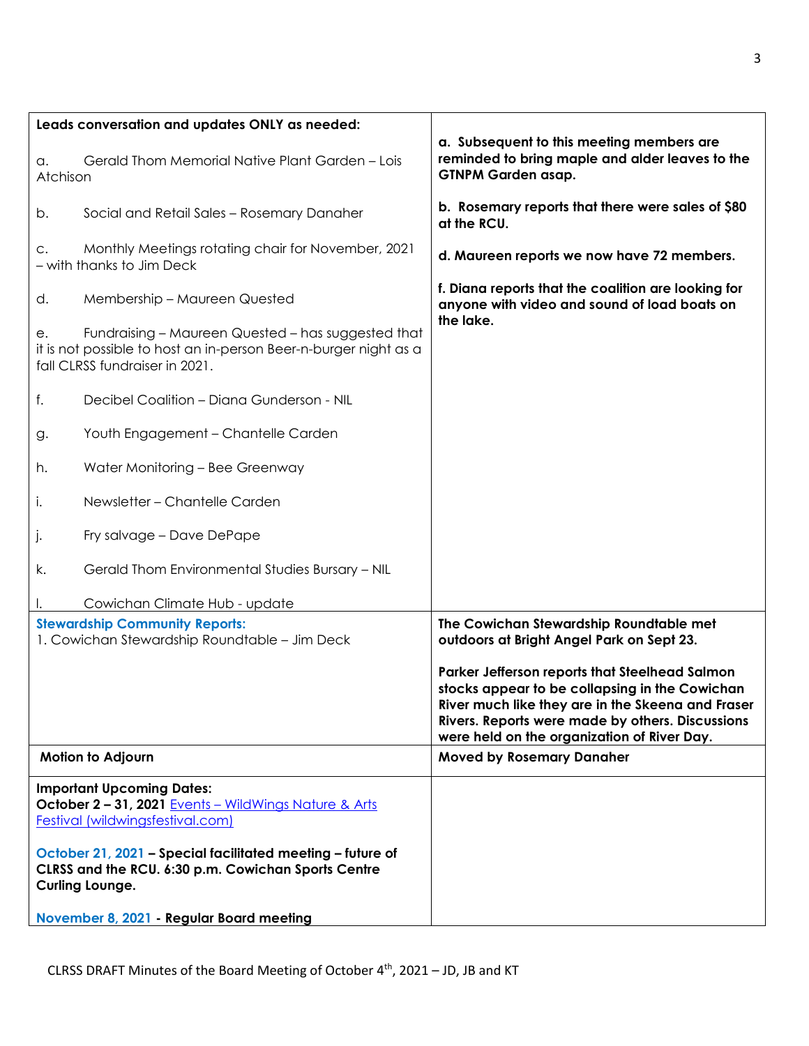| | |
|---|---|
| **Leads conversation and updates ONLY as needed:**<br><br>a. Gerald Thom Memorial Native Plant Garden – Lois Atchison<br><br>b. Social and Retail Sales – Rosemary Danaher<br><br>c. Monthly Meetings rotating chair for November, 2021 – with thanks to Jim Deck<br><br>d. Membership – Maureen Quested<br><br>e. Fundraising – Maureen Quested – has suggested that it is not possible to host an in-person Beer-n-burger night as a fall CLRSS fundraiser in 2021.<br><br>f. Decibel Coalition – Diana Gunderson - NIL<br><br>g. Youth Engagement – Chantelle Carden<br><br>h. Water Monitoring – Bee Greenway<br><br>i. Newsletter – Chantelle Carden<br><br>j. Fry salvage – Dave DePape<br><br>k. Gerald Thom Environmental Studies Bursary – NIL<br><br>l. Cowichan Climate Hub - update | **a. Subsequent to this meeting members are reminded to bring maple and alder leaves to the GTNPM Garden asap.**<br><br>**b. Rosemary reports that there were sales of $80 at the RCU.**<br><br>**d. Maureen reports we now have 72 members.**<br><br>**f. Diana reports that the coalition are looking for anyone with video and sound of load boats on the lake.** |
| **Stewardship Community Reports:**<br>1. Cowichan Stewardship Roundtable – Jim Deck | **The Cowichan Stewardship Roundtable met outdoors at Bright Angel Park on Sept 23.**<br><br>**Parker Jefferson reports that Steelhead Salmon stocks appear to be collapsing in the Cowichan River much like they are in the Skeena and Fraser Rivers. Reports were made by others. Discussions were held on the organization of River Day.** |
| **Motion to Adjourn** | **Moved by Rosemary Danaher** |
| **Important Upcoming Dates:**<br>**October 2 – 31, 2021** [Events – WildWings Nature & Arts Festival (wildwingsfestival.com)](wildwingsfestival.com)<br><br>**October 21, 2021 – Special facilitated meeting – future of CLRSS and the RCU. 6:30 p.m. Cowichan Sports Centre Curling Lounge.**<br><br>**November 8, 2021 - Regular Board meeting** | |

CLRSS DRAFT Minutes of the Board Meeting of October 4th, 2021 – JD, JB and KT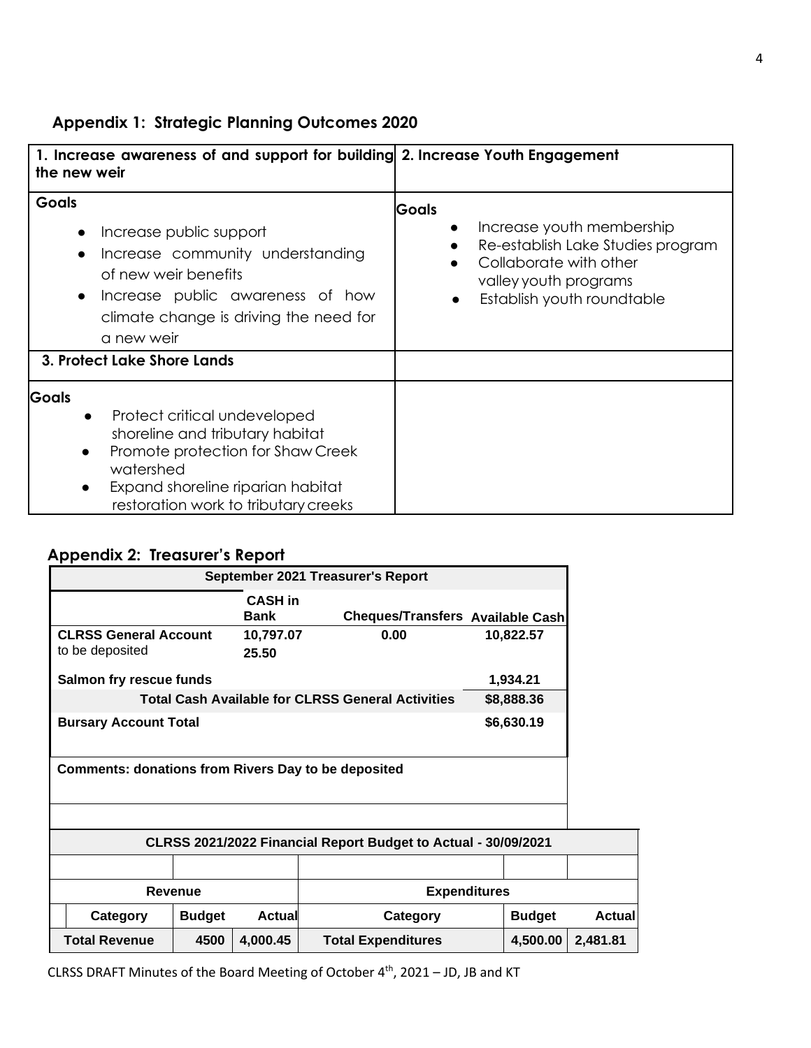## Appendix 1: Strategic Planning Outcomes 2020

| 1. Increase awareness of and support for building the new weir | 2. Increase Youth Engagement |
|---|---|
| **Goals**<br>• Increase public support<br>• Increase community understanding of new weir benefits<br>• Increase public awareness of how climate change is driving the need for a new weir | **Goals**<br>• Increase youth membership<br>• Re-establish Lake Studies program<br>• Collaborate with other valley youth programs<br>• Establish youth roundtable |
| **3. Protect Lake Shore Lands** | |
| **Goals**<br>• Protect critical undeveloped shoreline and tributary habitat<br>• Promote protection for Shaw Creek watershed<br>• Expand shoreline riparian habitat restoration work to tributary creeks | |

## Appendix 2: Treasurer's Report

| September 2021 Treasurer's Report | | | |
|---|---|---|---|
| | **CASH in Bank** | **Cheques/Transfers** | **Available Cash** |
| **CLRSS General Account**<br>to be deposited | **10,797.07**<br>**25.50** | **0.00** | **10,822.57** |
| **Salmon fry rescue funds** | | | **1,934.21** |
| | | **Total Cash Available for CLRSS General Activities** | **$8,888.36** |
| **Bursary Account Total** | | | **$6,630.19** |

**Comments: donations from Rivers Day to be deposited**

| CLRSS 2021/2022 Financial Report Budget to Actual - 30/09/2021 | | | | | |
|---|---|---|---|---|---|
| **Revenue** | | | **Expenditures** | | |
| **Category** | **Budget** | **Actual** | **Category** | **Budget** | **Actual** |
| **Total Revenue** | **4500** | **4,000.45** | **Total Expenditures** | **4,500.00** | **2,481.81** |

CLRSS DRAFT Minutes of the Board Meeting of October 4th, 2021 – JD, JB and KT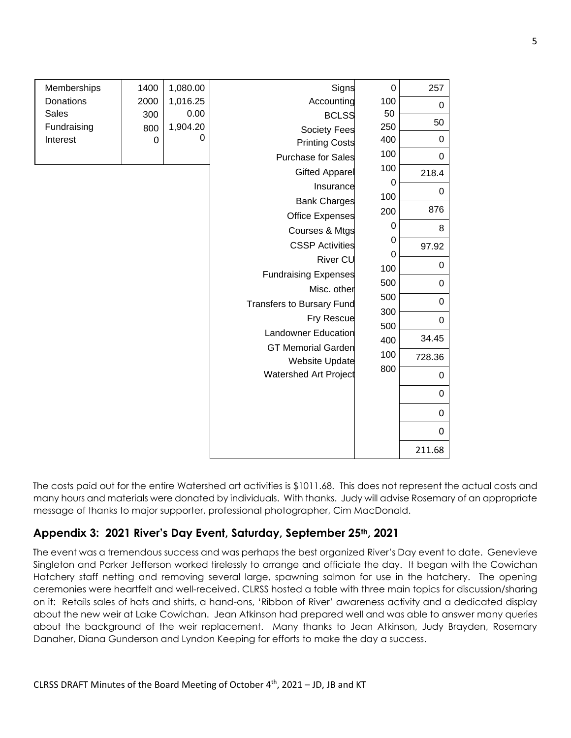| Memberships | 1400 | 1,080.00 |
|---|---|---|
| Donations | 2000 | 1,016.25 |
| Sales | 300 | 0.00 |
| Fundraising | 800 | 1,904.20 |
| Interest | 0 | 0 |

| Signs | 0 | 257 |
|---|---|---|
| Accounting | 100 | 0 |
| BCLSS | 50 | 50 |
| Society Fees | 250 | 0 |
| Printing Costs | 400 | 0 |
| Purchase for Sales | 100 | 218.4 |
| Gifted Apparel | 100 | 0 |
| Insurance | 0 | 876 |
| Bank Charges | 100 | 8 |
| Office Expenses | 200 | 97.92 |
| Courses & Mtgs | 0 | 0 |
| CSSP Activities | 0 | 0 |
| River CU | 0 | 0 |
| Fundraising Expenses | 100 | 0 |
| Misc. other | 500 | 34.45 |
| Transfers to Bursary Fund | 500 | 728.36 |
| Fry Rescue | 300 | 0 |
| Landowner Education | 500 | 0 |
| GT Memorial Garden | 400 | 0 |
| Website Update | 100 | 0 |
| Watershed Art Project | 800 | 211.68 |

The costs paid out for the entire Watershed art activities is $1011.68. This does not represent the actual costs and many hours and materials were donated by individuals. With thanks. Judy will advise Rosemary of an appropriate message of thanks to major supporter, professional photographer, Cim MacDonald.

## Appendix 3: 2021 River's Day Event, Saturday, September 25th, 2021

The event was a tremendous success and was perhaps the best organized River's Day event to date. Genevieve Singleton and Parker Jefferson worked tirelessly to arrange and officiate the day. It began with the Cowichan Hatchery staff netting and removing several large, spawning salmon for use in the hatchery. The opening ceremonies were heartfelt and well-received. CLRSS hosted a table with three main topics for discussion/sharing on it: Retails sales of hats and shirts, a hand-ons, 'Ribbon of River' awareness activity and a dedicated display about the new weir at Lake Cowichan. Jean Atkinson had prepared well and was able to answer many queries about the background of the weir replacement. Many thanks to Jean Atkinson, Judy Brayden, Rosemary Danaher, Diana Gunderson and Lyndon Keeping for efforts to make the day a success.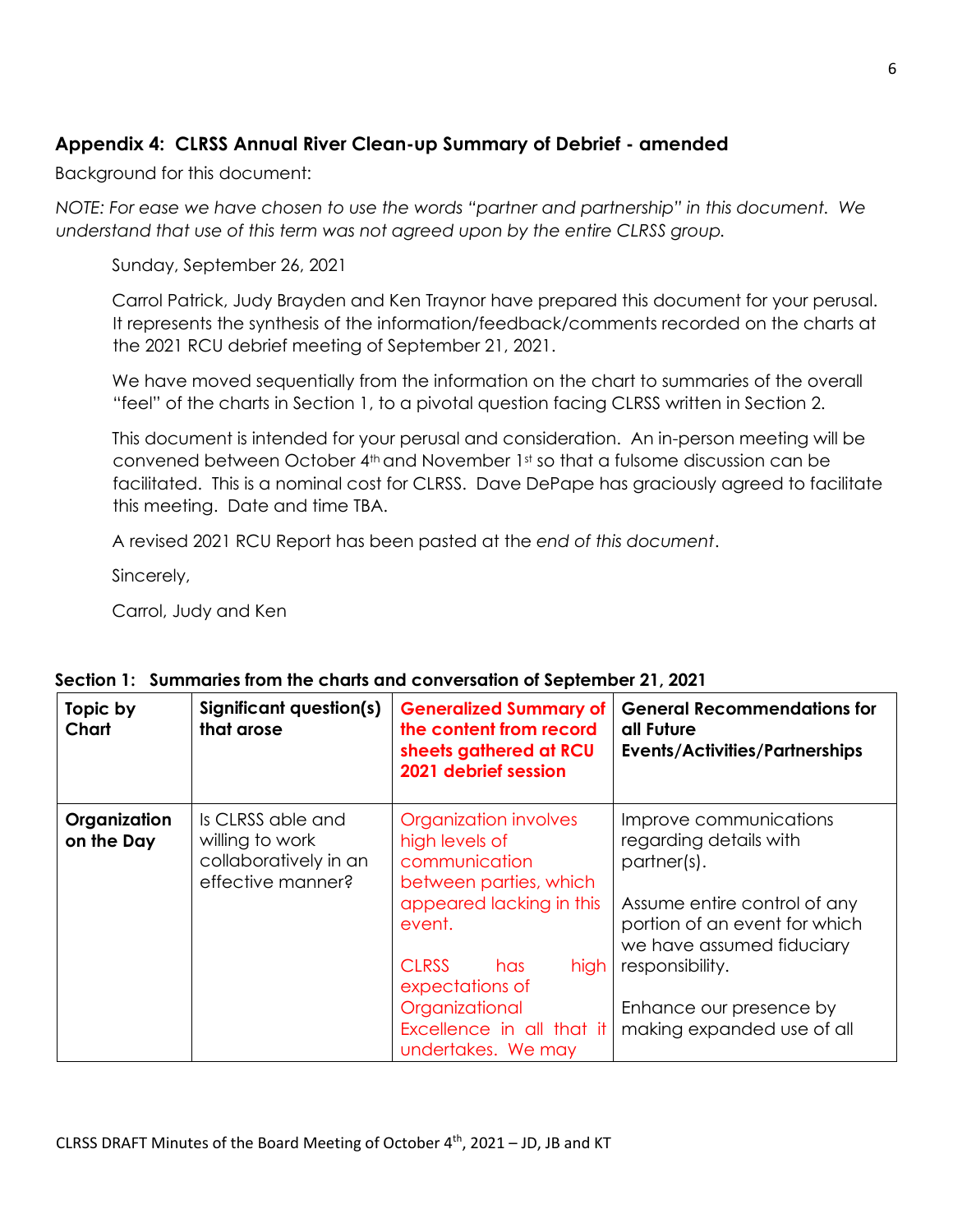## Appendix 4: CLRSS Annual River Clean-up Summary of Debrief - amended

Background for this document:

*NOTE: For ease we have chosen to use the words "partner and partnership" in this document. We understand that use of this term was not agreed upon by the entire CLRSS group.*

Sunday, September 26, 2021

Carrol Patrick, Judy Brayden and Ken Traynor have prepared this document for your perusal. It represents the synthesis of the information/feedback/comments recorded on the charts at the 2021 RCU debrief meeting of September 21, 2021.

We have moved sequentially from the information on the chart to summaries of the overall "feel" of the charts in Section 1, to a pivotal question facing CLRSS written in Section 2.

This document is intended for your perusal and consideration. An in-person meeting will be convened between October 4th and November 1st so that a fulsome discussion can be facilitated. This is a nominal cost for CLRSS. Dave DePape has graciously agreed to facilitate this meeting. Date and time TBA.

A revised 2021 RCU Report has been pasted at the *end of this document*.

Sincerely,

Carrol, Judy and Ken

**Section 1: Summaries from the charts and conversation of September 21, 2021**

| Topic by Chart | Significant question(s) that arose | Generalized Summary of the content from record sheets gathered at RCU 2021 debrief session | General Recommendations for all Future Events/Activities/Partnerships |
|---|---|---|---|
| **Organization on the Day** | Is CLRSS able and willing to work collaboratively in an effective manner? | Organization involves high levels of communication between parties, which appeared lacking in this event.<br><br>CLRSS has high expectations of Organizational Excellence in all that it undertakes. We may | Improve communications regarding details with partner(s).<br><br>Assume entire control of any portion of an event for which we have assumed fiduciary responsibility.<br><br>Enhance our presence by making expanded use of all |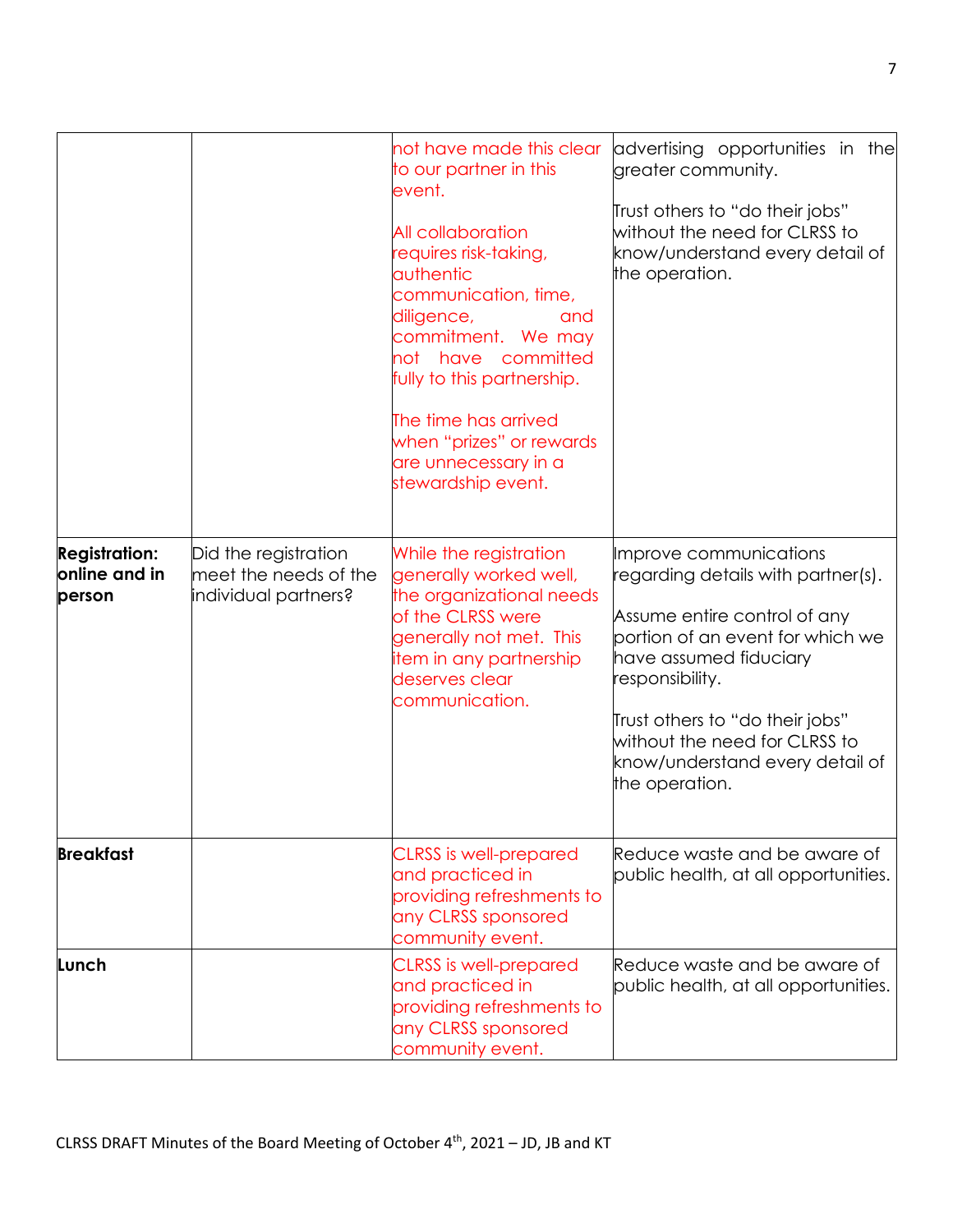| | | | |
|---|---|---|---|
| | | not have made this clear to our partner in this event.<br><br>All collaboration requires risk-taking, authentic communication, time, diligence, and commitment. We may not have committed fully to this partnership.<br><br>The time has arrived when "prizes" or rewards are unnecessary in a stewardship event. | advertising opportunities in the greater community.<br><br>Trust others to "do their jobs" without the need for CLRSS to know/understand every detail of the operation. |
| **Registration: online and in person** | Did the registration meet the needs of the individual partners? | While the registration generally worked well, the organizational needs of the CLRSS were generally not met. This item in any partnership deserves clear communication. | Improve communications regarding details with partner(s).<br><br>Assume entire control of any portion of an event for which we have assumed fiduciary responsibility.<br><br>Trust others to "do their jobs" without the need for CLRSS to know/understand every detail of the operation. |
| **Breakfast** | | CLRSS is well-prepared and practiced in providing refreshments to any CLRSS sponsored community event. | Reduce waste and be aware of public health, at all opportunities. |
| **Lunch** | | CLRSS is well-prepared and practiced in providing refreshments to any CLRSS sponsored community event. | Reduce waste and be aware of public health, at all opportunities. |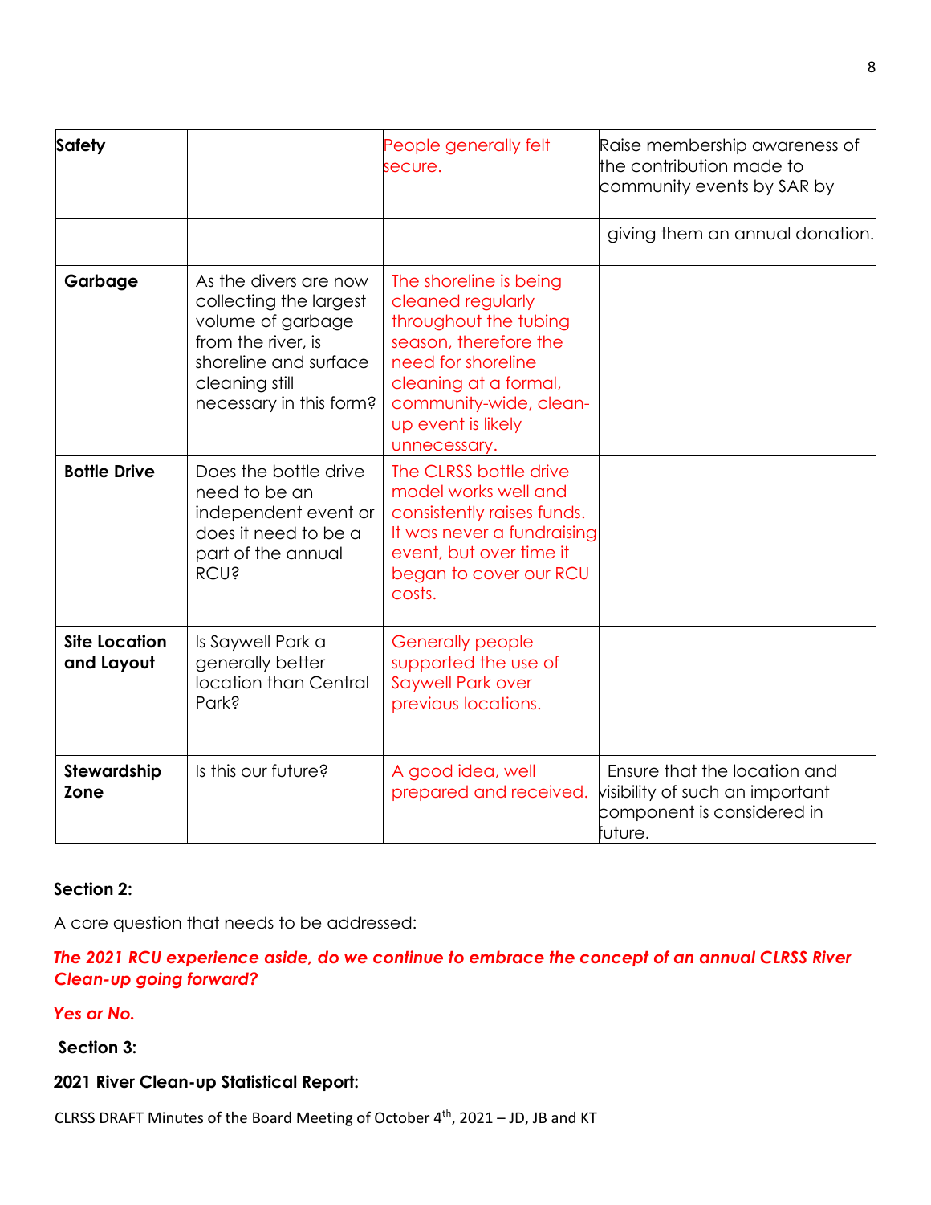| Safety | | People generally felt secure. | Raise membership awareness of the contribution made to community events by SAR by |
|---|---|---|---|
| | | | giving them an annual donation. |
| **Garbage** | As the divers are now collecting the largest volume of garbage from the river, is shoreline and surface cleaning still necessary in this form? | The shoreline is being cleaned regularly throughout the tubing season, therefore the need for shoreline cleaning at a formal, community-wide, clean-up event is likely unnecessary. | |
| **Bottle Drive** | Does the bottle drive need to be an independent event or does it need to be a part of the annual RCU? | The CLRSS bottle drive model works well and consistently raises funds. It was never a fundraising event, but over time it began to cover our RCU costs. | |
| **Site Location and Layout** | Is Saywell Park a generally better location than Central Park? | Generally people supported the use of Saywell Park over previous locations. | |
| **Stewardship Zone** | Is this our future? | A good idea, well prepared and received. | Ensure that the location and visibility of such an important component is considered in future. |

**Section 2:**

A core question that needs to be addressed:

***The 2021 RCU experience aside, do we continue to embrace the concept of an annual CLRSS River Clean-up going forward?***

***Yes or No.***

**Section 3:**

**2021 River Clean-up Statistical Report:**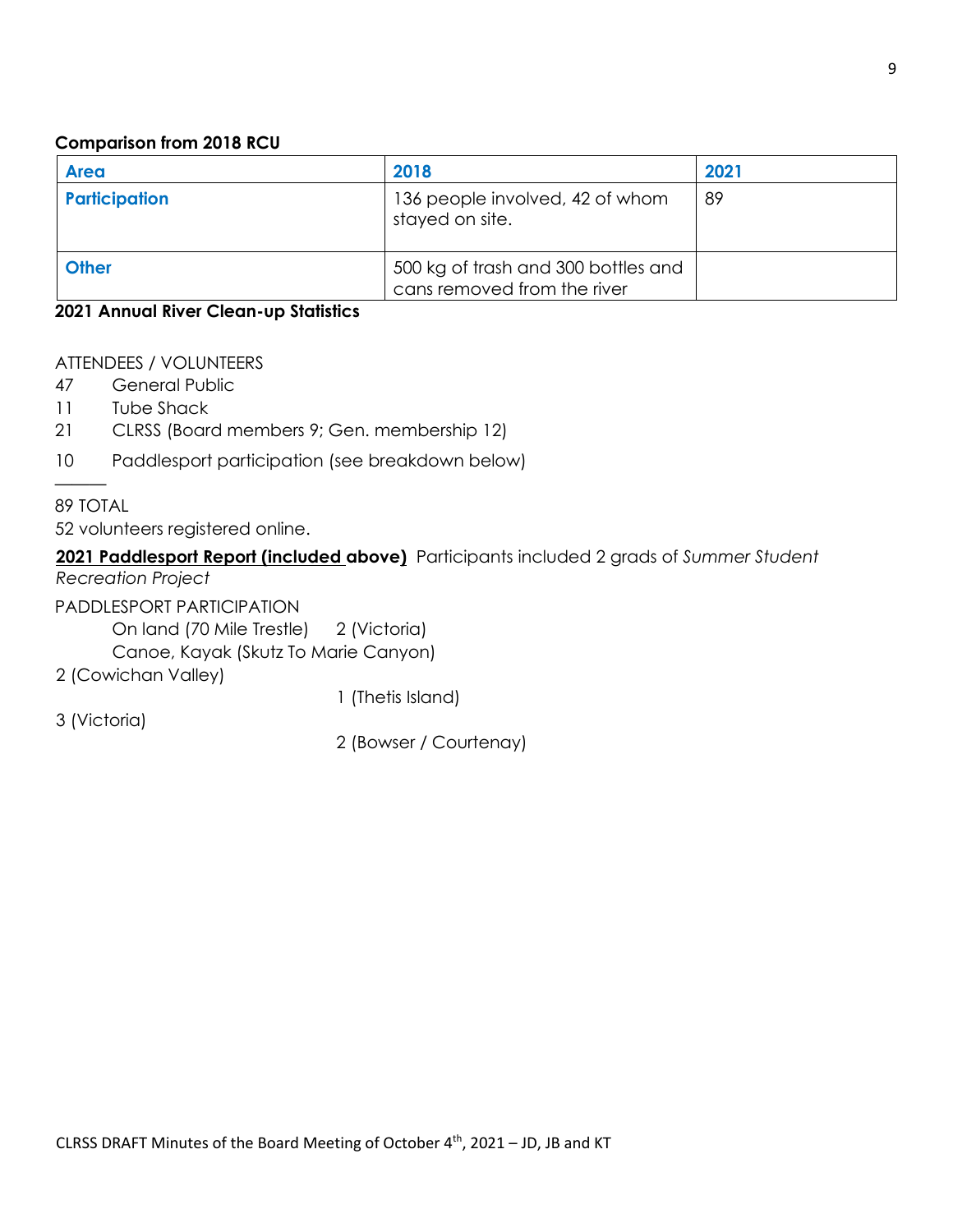**Comparison from 2018 RCU**

| Area | 2018 | 2021 |
|---|---|---|
| Participation | 136 people involved, 42 of whom stayed on site. | 89 |
| Other | 500 kg of trash and 300 bottles and cans removed from the river | |

**2021 Annual River Clean-up Statistics**

ATTENDEES / VOLUNTEERS

47 General Public
11 Tube Shack
21 CLRSS (Board members 9; Gen. membership 12)
10 Paddlesport participation (see breakdown below)

89 TOTAL
52 volunteers registered online.

**2021 Paddlesport Report (included above)** Participants included 2 grads of *Summer Student Recreation Project*

PADDLESPORT PARTICIPATION

On land (70 Mile Trestle) 2 (Victoria)
Canoe, Kayak (Skutz To Marie Canyon)
2 (Cowichan Valley)
1 (Thetis Island)
3 (Victoria)
2 (Bowser / Courtenay)